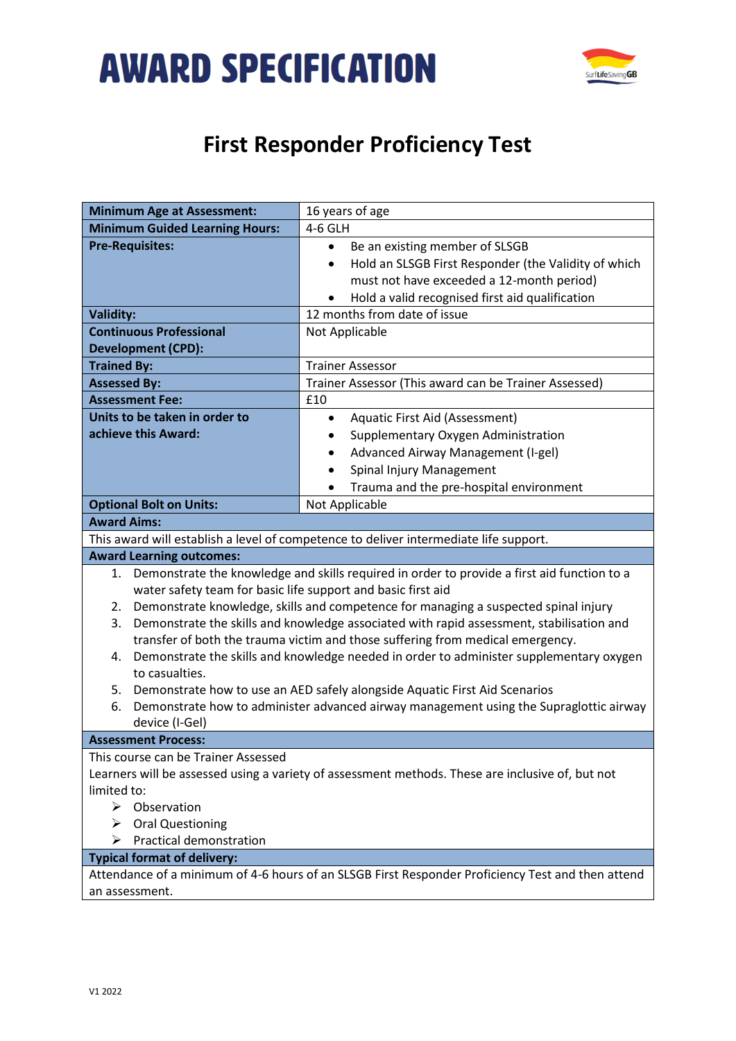# AWARD SPECIFICATION

## First Responder Proficiency Test

| | |
|---|---|
| **Minimum Age at Assessment:** | 16 years of age |
| **Minimum Guided Learning Hours:** | 4-6 GLH |
| **Pre-Requisites:** | • Be an existing member of SLSGB<br>• Hold an SLSGB First Responder (the Validity of which must not have exceeded a 12-month period)<br>• Hold a valid recognised first aid qualification |
| **Validity:** | 12 months from date of issue |
| **Continuous Professional Development (CPD):** | Not Applicable |
| **Trained By:** | Trainer Assessor |
| **Assessed By:** | Trainer Assessor (This award can be Trainer Assessed) |
| **Assessment Fee:** | £10 |
| **Units to be taken in order to achieve this Award:** | • Aquatic First Aid (Assessment)<br>• Supplementary Oxygen Administration<br>• Advanced Airway Management (I-gel)<br>• Spinal Injury Management<br>• Trauma and the pre-hospital environment |
| **Optional Bolt on Units:** | Not Applicable |

**Award Aims:**

This award will establish a level of competence to deliver intermediate life support.

**Award Learning outcomes:**

1. Demonstrate the knowledge and skills required in order to provide a first aid function to a water safety team for basic life support and basic first aid
2. Demonstrate knowledge, skills and competence for managing a suspected spinal injury
3. Demonstrate the skills and knowledge associated with rapid assessment, stabilisation and transfer of both the trauma victim and those suffering from medical emergency.
4. Demonstrate the skills and knowledge needed in order to administer supplementary oxygen to casualties.
5. Demonstrate how to use an AED safely alongside Aquatic First Aid Scenarios
6. Demonstrate how to administer advanced airway management using the Supraglottic airway device (I-Gel)

**Assessment Process:**

This course can be Trainer Assessed

Learners will be assessed using a variety of assessment methods. These are inclusive of, but not limited to:

- Observation
- Oral Questioning
- Practical demonstration

**Typical format of delivery:**

Attendance of a minimum of 4-6 hours of an SLSGB First Responder Proficiency Test and then attend an assessment.

V1 2022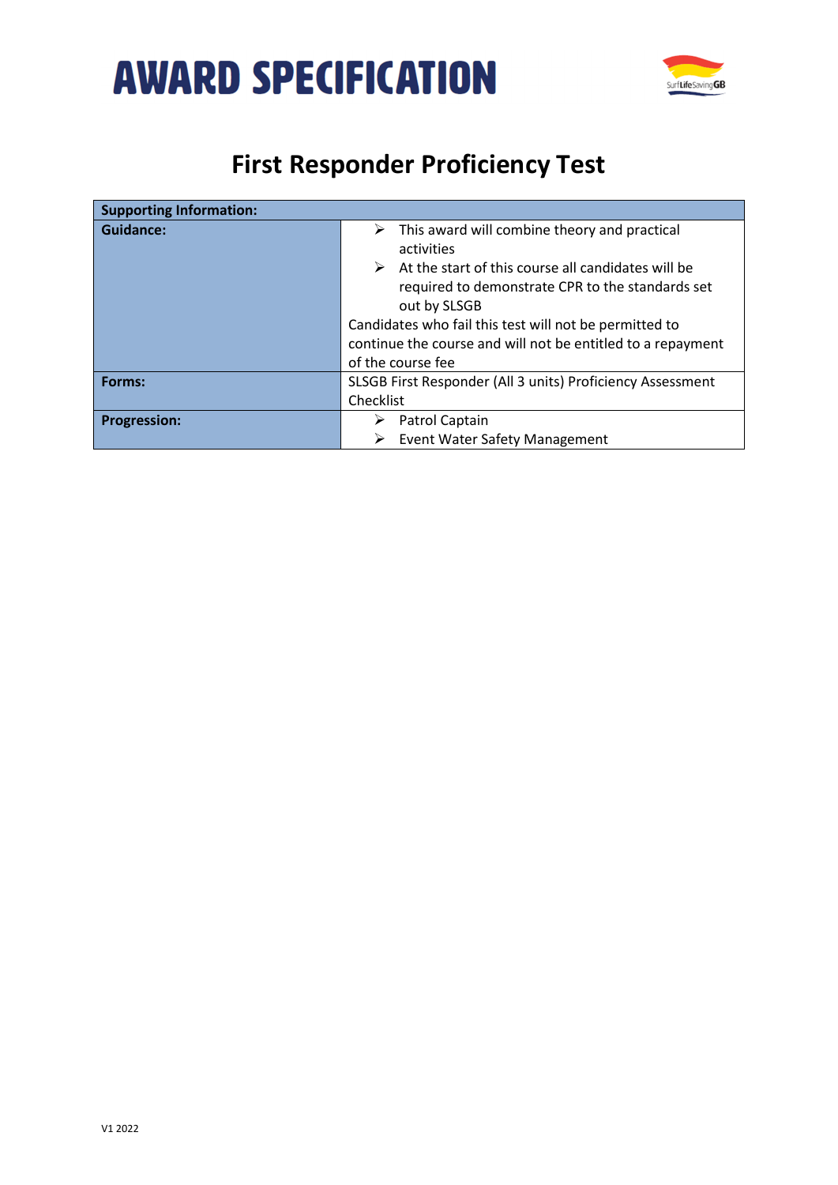# AWARD SPECIFICATION

## First Responder Proficiency Test

| Supporting Information: | |
|---|---|
| **Guidance:** | ➢ This award will combine theory and practical activities<br>➢ At the start of this course all candidates will be required to demonstrate CPR to the standards set out by SLSGB<br>Candidates who fail this test will not be permitted to continue the course and will not be entitled to a repayment of the course fee |
| **Forms:** | SLSGB First Responder (All 3 units) Proficiency Assessment Checklist |
| **Progression:** | ➢ Patrol Captain<br>➢ Event Water Safety Management |

V1 2022